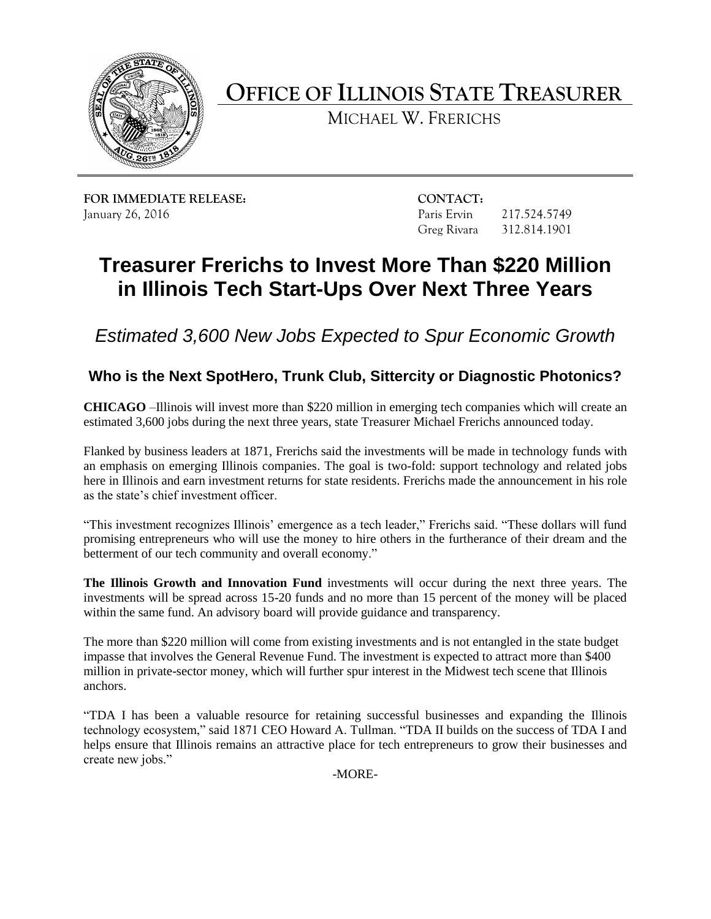# OFFICE OF ILLINOIS STATE TREASURER

MICHAEL W. FRERICHS

**FOR IMMEDIATE RELEASE:**
January 26, 2016

**CONTACT:**
Paris Ervin 217.524.5749
Greg Rivara 312.814.1901

# Treasurer Frerichs to Invest More Than $220 Million in Illinois Tech Start-Ups Over Next Three Years

## *Estimated 3,600 New Jobs Expected to Spur Economic Growth*

### Who is the Next SpotHero, Trunk Club, Sittercity or Diagnostic Photonics?

**CHICAGO** –Illinois will invest more than $220 million in emerging tech companies which will create an estimated 3,600 jobs during the next three years, state Treasurer Michael Frerichs announced today.

Flanked by business leaders at 1871, Frerichs said the investments will be made in technology funds with an emphasis on emerging Illinois companies. The goal is two-fold: support technology and related jobs here in Illinois and earn investment returns for state residents. Frerichs made the announcement in his role as the state's chief investment officer.

"This investment recognizes Illinois' emergence as a tech leader," Frerichs said. "These dollars will fund promising entrepreneurs who will use the money to hire others in the furtherance of their dream and the betterment of our tech community and overall economy."

**The Illinois Growth and Innovation Fund** investments will occur during the next three years. The investments will be spread across 15-20 funds and no more than 15 percent of the money will be placed within the same fund. An advisory board will provide guidance and transparency.

The more than $220 million will come from existing investments and is not entangled in the state budget impasse that involves the General Revenue Fund. The investment is expected to attract more than $400 million in private-sector money, which will further spur interest in the Midwest tech scene that Illinois anchors.

"TDA I has been a valuable resource for retaining successful businesses and expanding the Illinois technology ecosystem," said 1871 CEO Howard A. Tullman. "TDA II builds on the success of TDA I and helps ensure that Illinois remains an attractive place for tech entrepreneurs to grow their businesses and create new jobs."

-MORE-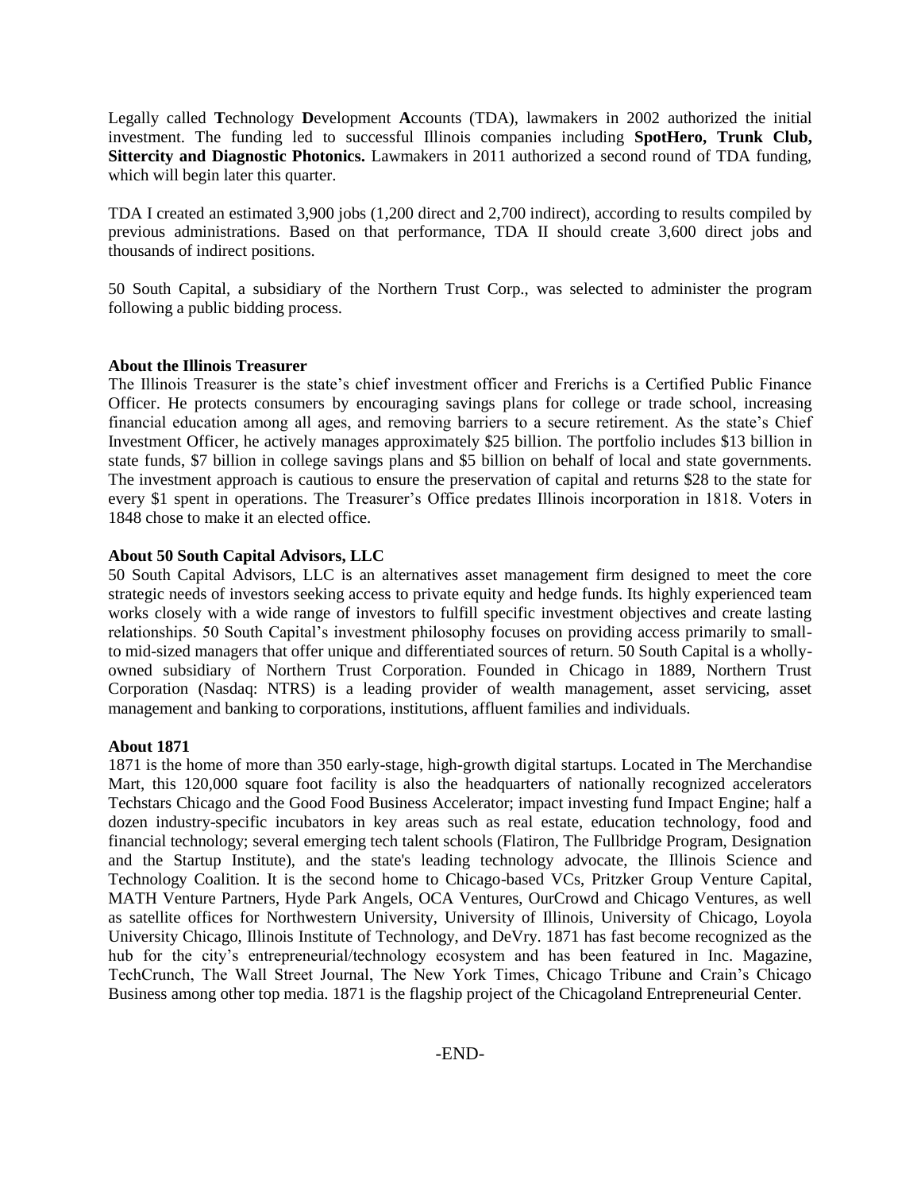Legally called **T**echnology **D**evelopment **A**ccounts (TDA), lawmakers in 2002 authorized the initial investment. The funding led to successful Illinois companies including **SpotHero, Trunk Club, Sittercity and Diagnostic Photonics.** Lawmakers in 2011 authorized a second round of TDA funding, which will begin later this quarter.

TDA I created an estimated 3,900 jobs (1,200 direct and 2,700 indirect), according to results compiled by previous administrations. Based on that performance, TDA II should create 3,600 direct jobs and thousands of indirect positions.

50 South Capital, a subsidiary of the Northern Trust Corp., was selected to administer the program following a public bidding process.

**About the Illinois Treasurer**

The Illinois Treasurer is the state's chief investment officer and Frerichs is a Certified Public Finance Officer. He protects consumers by encouraging savings plans for college or trade school, increasing financial education among all ages, and removing barriers to a secure retirement. As the state's Chief Investment Officer, he actively manages approximately $25 billion. The portfolio includes $13 billion in state funds, $7 billion in college savings plans and $5 billion on behalf of local and state governments. The investment approach is cautious to ensure the preservation of capital and returns $28 to the state for every $1 spent in operations. The Treasurer's Office predates Illinois incorporation in 1818. Voters in 1848 chose to make it an elected office.

**About 50 South Capital Advisors, LLC**

50 South Capital Advisors, LLC is an alternatives asset management firm designed to meet the core strategic needs of investors seeking access to private equity and hedge funds. Its highly experienced team works closely with a wide range of investors to fulfill specific investment objectives and create lasting relationships. 50 South Capital's investment philosophy focuses on providing access primarily to small- to mid-sized managers that offer unique and differentiated sources of return. 50 South Capital is a wholly-owned subsidiary of Northern Trust Corporation. Founded in Chicago in 1889, Northern Trust Corporation (Nasdaq: NTRS) is a leading provider of wealth management, asset servicing, asset management and banking to corporations, institutions, affluent families and individuals.

**About 1871**

1871 is the home of more than 350 early-stage, high-growth digital startups. Located in The Merchandise Mart, this 120,000 square foot facility is also the headquarters of nationally recognized accelerators Techstars Chicago and the Good Food Business Accelerator; impact investing fund Impact Engine; half a dozen industry-specific incubators in key areas such as real estate, education technology, food and financial technology; several emerging tech talent schools (Flatiron, The Fullbridge Program, Designation and the Startup Institute), and the state's leading technology advocate, the Illinois Science and Technology Coalition. It is the second home to Chicago-based VCs, Pritzker Group Venture Capital, MATH Venture Partners, Hyde Park Angels, OCA Ventures, OurCrowd and Chicago Ventures, as well as satellite offices for Northwestern University, University of Illinois, University of Chicago, Loyola University Chicago, Illinois Institute of Technology, and DeVry. 1871 has fast become recognized as the hub for the city's entrepreneurial/technology ecosystem and has been featured in Inc. Magazine, TechCrunch, The Wall Street Journal, The New York Times, Chicago Tribune and Crain's Chicago Business among other top media. 1871 is the flagship project of the Chicagoland Entrepreneurial Center.

-END-